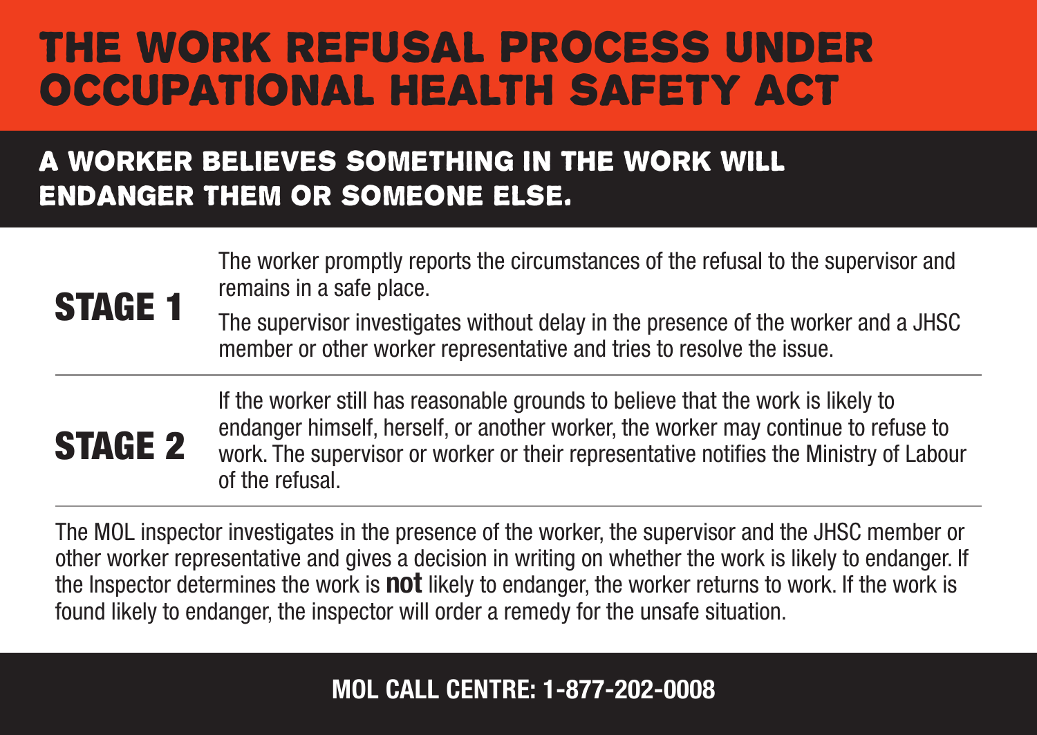# THE WORK REFUSAL PROCESS UNDER OCCUPATIONAL HEALTH SAFETY ACT

## A WORKER BELIEVES SOMETHING IN THE WORK WILL ENDANGER THEM OR SOMEONE ELSE.

### STAGE 1

The worker promptly reports the circumstances of the refusal to the supervisor and remains in a safe place.

The supervisor investigates without delay in the presence of the worker and a JHSC member or other worker representative and tries to resolve the issue.

### STAGE 2

If the worker still has reasonable grounds to believe that the work is likely to endanger himself, herself, or another worker, the worker may continue to refuse to work. The supervisor or worker or their representative notifies the Ministry of Labour of the refusal.

The MOL inspector investigates in the presence of the worker, the supervisor and the JHSC member or other worker representative and gives a decision in writing on whether the work is likely to endanger. If the Inspector determines the work is **not** likely to endanger, the worker returns to work. If the work is found likely to endanger, the inspector will order a remedy for the unsafe situation.

**MOL CALL CENTRE: 1-877-202-0008**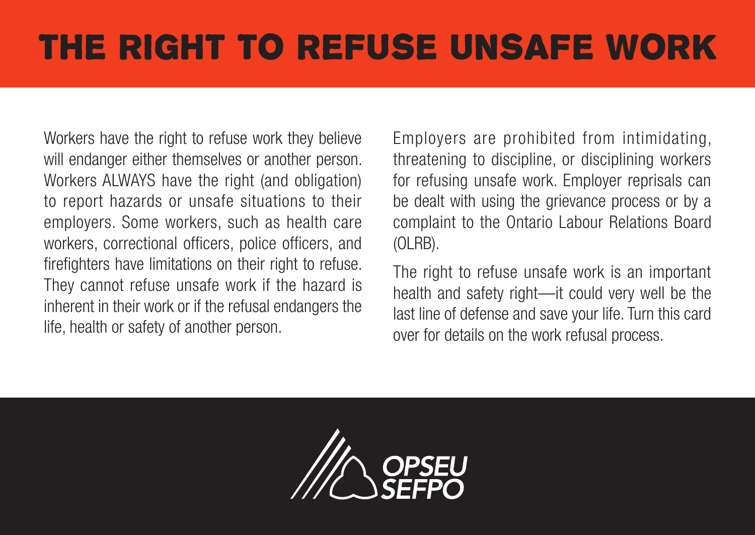# THE RIGHT TO REFUSE UNSAFE WORK

Workers have the right to refuse work they believe will endanger either themselves or another person. Workers ALWAYS have the right (and obligation) to report hazards or unsafe situations to their employers. Some workers, such as health care workers, correctional officers, police officers, and firefighters have limitations on their right to refuse. They cannot refuse unsafe work if the hazard is inherent in their work or if the refusal endangers the life, health or safety of another person.

Employers are prohibited from intimidating, threatening to discipline, or disciplining workers for refusing unsafe work. Employer reprisals can be dealt with using the grievance process or by a complaint to the Ontario Labour Relations Board (OLRB).

The right to refuse unsafe work is an important health and safety right—it could very well be the last line of defense and save your life. Turn this card over for details on the work refusal process.

OPSEU SEFPO